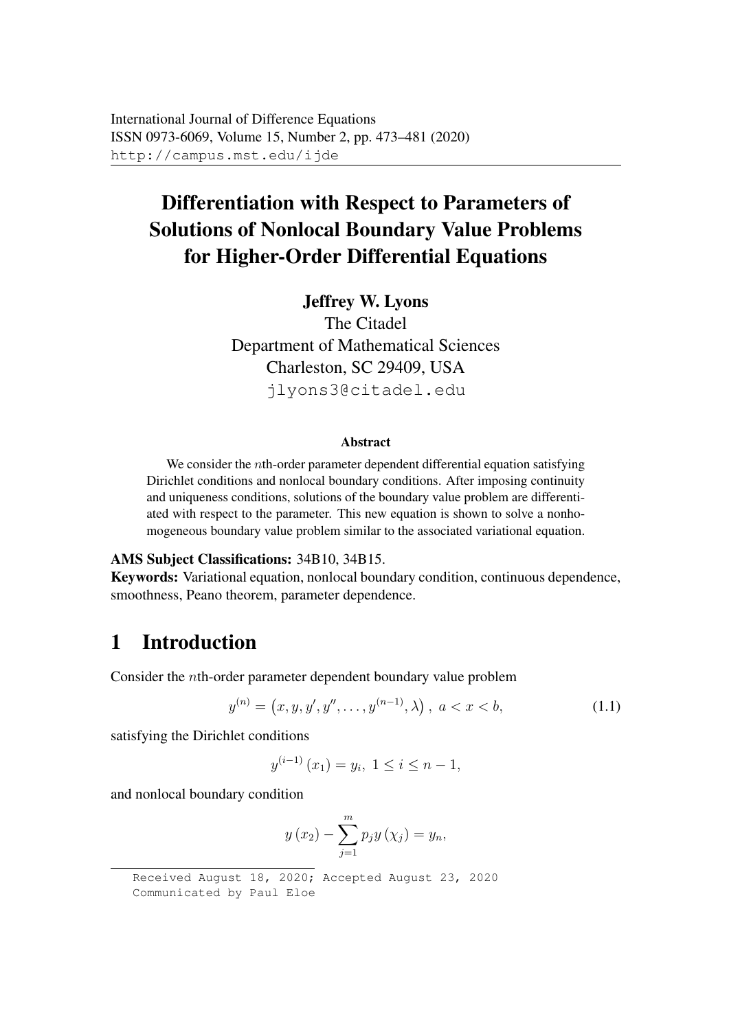International Journal of Difference Equations
ISSN 0973-6069, Volume 15, Number 2, pp. 473–481 (2020)
http://campus.mst.edu/ijde

# Differentiation with Respect to Parameters of Solutions of Nonlocal Boundary Value Problems for Higher-Order Differential Equations

**Jeffrey W. Lyons**
The Citadel
Department of Mathematical Sciences
Charleston, SC 29409, USA
jlyons3@citadel.edu

### Abstract

We consider the $n$th-order parameter dependent differential equation satisfying Dirichlet conditions and nonlocal boundary conditions. After imposing continuity and uniqueness conditions, solutions of the boundary value problem are differentiated with respect to the parameter. This new equation is shown to solve a nonhomogeneous boundary value problem similar to the associated variational equation.

**AMS Subject Classifications:** 34B10, 34B15.
**Keywords:** Variational equation, nonlocal boundary condition, continuous dependence, smoothness, Peano theorem, parameter dependence.

## 1 Introduction

Consider the $n$th-order parameter dependent boundary value problem

$$y^{(n)} = \left(x, y, y', y'', \ldots, y^{(n-1)}, \lambda\right), \ a < x < b, \tag{1.1}$$

satisfying the Dirichlet conditions

$$y^{(i-1)}\left(x_1\right) = y_i, \ 1 \leq i \leq n-1,$$

and nonlocal boundary condition

$$y\left(x_2\right) - \sum_{j=1}^{m} p_j y\left(\chi_j\right) = y_n,$$

Received August 18, 2020; Accepted August 23, 2020
Communicated by Paul Eloe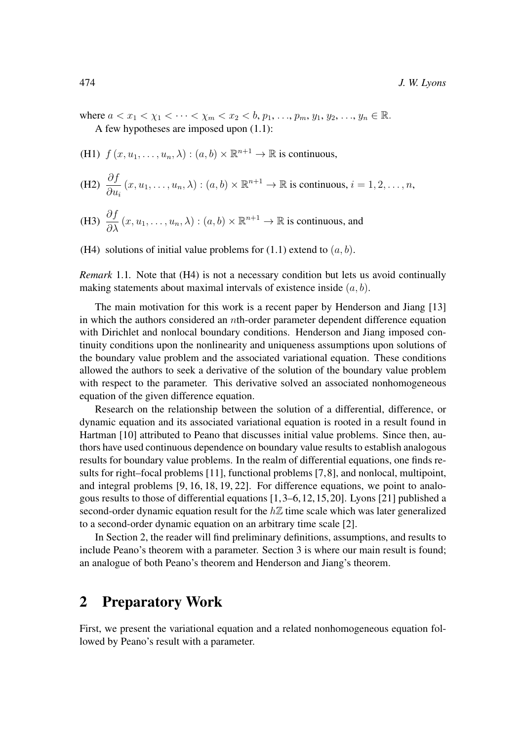where $a < x_1 < \chi_1 < \cdots < \chi_m < x_2 < b$, $p_1, \ldots, p_m, y_1, y_2, \ldots, y_n \in \mathbb{R}$.

A few hypotheses are imposed upon (1.1):

(H1) $f(x, u_1, \ldots, u_n, \lambda) : (a, b) \times \mathbb{R}^{n+1} \to \mathbb{R}$ is continuous,

(H2) $\dfrac{\partial f}{\partial u_i}(x, u_1, \ldots, u_n, \lambda) : (a, b) \times \mathbb{R}^{n+1} \to \mathbb{R}$ is continuous, $i = 1, 2, \ldots, n$,

(H3) $\dfrac{\partial f}{\partial \lambda}(x, u_1, \ldots, u_n, \lambda) : (a, b) \times \mathbb{R}^{n+1} \to \mathbb{R}$ is continuous, and

(H4) solutions of initial value problems for (1.1) extend to $(a, b)$.

*Remark* 1.1. Note that (H4) is not a necessary condition but lets us avoid continually making statements about maximal intervals of existence inside $(a, b)$.

The main motivation for this work is a recent paper by Henderson and Jiang [13] in which the authors considered an $n$th-order parameter dependent difference equation with Dirichlet and nonlocal boundary conditions. Henderson and Jiang imposed continuity conditions upon the nonlinearity and uniqueness assumptions upon solutions of the boundary value problem and the associated variational equation. These conditions allowed the authors to seek a derivative of the solution of the boundary value problem with respect to the parameter. This derivative solved an associated nonhomogeneous equation of the given difference equation.

Research on the relationship between the solution of a differential, difference, or dynamic equation and its associated variational equation is rooted in a result found in Hartman [10] attributed to Peano that discusses initial value problems. Since then, authors have used continuous dependence on boundary value results to establish analogous results for boundary value problems. In the realm of differential equations, one finds results for right–focal problems [11], functional problems [7,8], and nonlocal, multipoint, and integral problems [9, 16, 18, 19, 22]. For difference equations, we point to analogous results to those of differential equations [1, 3–6, 12, 15, 20]. Lyons [21] published a second-order dynamic equation result for the $h\mathbb{Z}$ time scale which was later generalized to a second-order dynamic equation on an arbitrary time scale [2].

In Section 2, the reader will find preliminary definitions, assumptions, and results to include Peano's theorem with a parameter. Section 3 is where our main result is found; an analogue of both Peano's theorem and Henderson and Jiang's theorem.

## 2 Preparatory Work

First, we present the variational equation and a related nonhomogeneous equation followed by Peano's result with a parameter.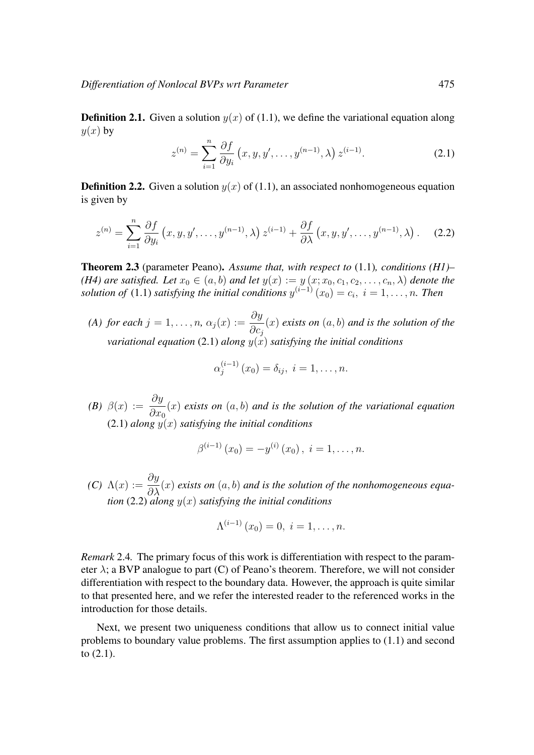**Definition 2.1.** Given a solution $y(x)$ of (1.1), we define the variational equation along $y(x)$ by

$$z^{(n)} = \sum_{i=1}^{n} \frac{\partial f}{\partial y_i}\left(x, y, y', \ldots, y^{(n-1)}, \lambda\right) z^{(i-1)}. \tag{2.1}$$

**Definition 2.2.** Given a solution $y(x)$ of (1.1), an associated nonhomogeneous equation is given by

$$z^{(n)} = \sum_{i=1}^{n} \frac{\partial f}{\partial y_i}\left(x, y, y', \ldots, y^{(n-1)}, \lambda\right) z^{(i-1)} + \frac{\partial f}{\partial \lambda}\left(x, y, y', \ldots, y^{(n-1)}, \lambda\right). \tag{2.2}$$

**Theorem 2.3** (parameter Peano). *Assume that, with respect to* (1.1)*, conditions (H1)–(H4) are satisfied. Let $x_0 \in (a, b)$ and let $y(x) := y\left(x; x_0, c_1, c_2, \ldots, c_n, \lambda\right)$ denote the solution of* (1.1) *satisfying the initial conditions $y^{(i-1)}\left(x_0\right) = c_i,\ i = 1, \ldots, n$. Then*

*(A) for each $j = 1, \ldots, n$, $\alpha_j(x) := \dfrac{\partial y}{\partial c_j}(x)$ exists on $(a, b)$ and is the solution of the variational equation* (2.1) *along $y(x)$ satisfying the initial conditions*

$$\alpha_j^{(i-1)}\left(x_0\right) = \delta_{ij},\ i = 1, \ldots, n.$$

*(B) $\beta(x) := \dfrac{\partial y}{\partial x_0}(x)$ exists on $(a, b)$ and is the solution of the variational equation* (2.1) *along $y(x)$ satisfying the initial conditions*

$$\beta^{(i-1)}\left(x_0\right) = -y^{(i)}\left(x_0\right),\ i = 1, \ldots, n.$$

*(C) $\Lambda(x) := \dfrac{\partial y}{\partial \lambda}(x)$ exists on $(a, b)$ and is the solution of the nonhomogeneous equation* (2.2) *along $y(x)$ satisfying the initial conditions*

$$\Lambda^{(i-1)}\left(x_0\right) = 0,\ i = 1, \ldots, n.$$

*Remark* 2.4*.* The primary focus of this work is differentiation with respect to the parameter $\lambda$; a BVP analogue to part (C) of Peano's theorem. Therefore, we will not consider differentiation with respect to the boundary data. However, the approach is quite similar to that presented here, and we refer the interested reader to the referenced works in the introduction for those details.

Next, we present two uniqueness conditions that allow us to connect initial value problems to boundary value problems. The first assumption applies to (1.1) and second to (2.1).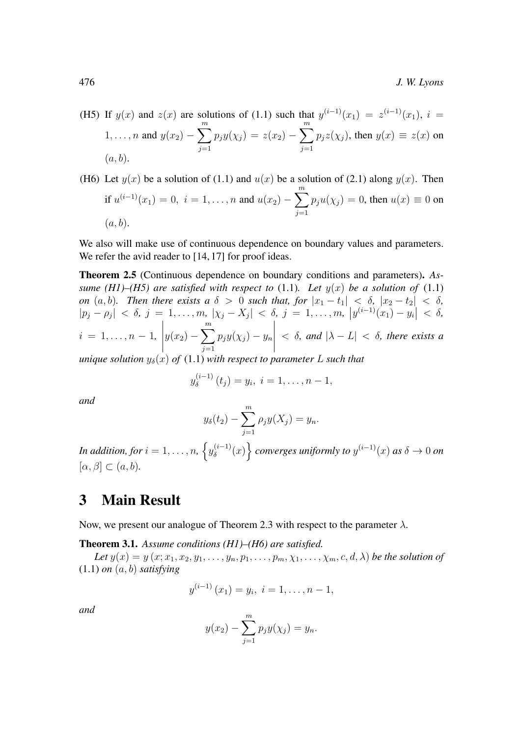(H5) If $y(x)$ and $z(x)$ are solutions of (1.1) such that $y^{(i-1)}(x_1) = z^{(i-1)}(x_1)$, $i = 1, \ldots, n$ and $y(x_2) - \sum_{j=1}^{m} p_j y(\chi_j) = z(x_2) - \sum_{j=1}^{m} p_j z(\chi_j)$, then $y(x) \equiv z(x)$ on $(a, b)$.

(H6) Let $y(x)$ be a solution of (1.1) and $u(x)$ be a solution of (2.1) along $y(x)$. Then if $u^{(i-1)}(x_1) = 0$, $i = 1, \ldots, n$ and $u(x_2) - \sum_{j=1}^{m} p_j u(\chi_j) = 0$, then $u(x) \equiv 0$ on $(a, b)$.

We also will make use of continuous dependence on boundary values and parameters. We refer the avid reader to [14, 17] for proof ideas.

**Theorem 2.5** (Continuous dependence on boundary conditions and parameters)**.** *Assume (H1)–(H5) are satisfied with respect to* (1.1)*. Let $y(x)$ be a solution of* (1.1) *on $(a, b)$. Then there exists a $\delta > 0$ such that, for $|x_1 - t_1| < \delta$, $|x_2 - t_2| < \delta$, $|p_j - \rho_j| < \delta$, $j = 1, \ldots, m$, $|\chi_j - X_j| < \delta$, $j = 1, \ldots, m$, $\left|y^{(i-1)}(x_1) - y_i\right| < \delta$, $i = 1, \ldots, n-1$, $\left|y(x_2) - \sum_{j=1}^{m} p_j y(\chi_j) - y_n\right| < \delta$, and $|\lambda - L| < \delta$, there exists a unique solution $y_\delta(x)$ of* (1.1) *with respect to parameter $L$ such that*

$$y_\delta^{(i-1)}(t_j) = y_i, \; i = 1, \ldots, n-1,$$

*and*

$$y_\delta(t_2) - \sum_{j=1}^{m} \rho_j y(X_j) = y_n.$$

*In addition, for $i = 1, \ldots, n$, $\left\{y_\delta^{(i-1)}(x)\right\}$ converges uniformly to $y^{(i-1)}(x)$ as $\delta \to 0$ on $[\alpha, \beta] \subset (a, b)$.*

## 3 Main Result

Now, we present our analogue of Theorem 2.3 with respect to the parameter $\lambda$.

**Theorem 3.1.** *Assume conditions (H1)–(H6) are satisfied.*

*Let $y(x) = y(x; x_1, x_2, y_1, \ldots, y_n, p_1, \ldots, p_m, \chi_1, \ldots, \chi_m, c, d, \lambda)$ be the solution of* (1.1) *on $(a, b)$ satisfying*

$$y^{(i-1)}(x_1) = y_i, \; i = 1, \ldots, n-1,$$

*and*

$$y(x_2) - \sum_{j=1}^{m} p_j y(\chi_j) = y_n.$$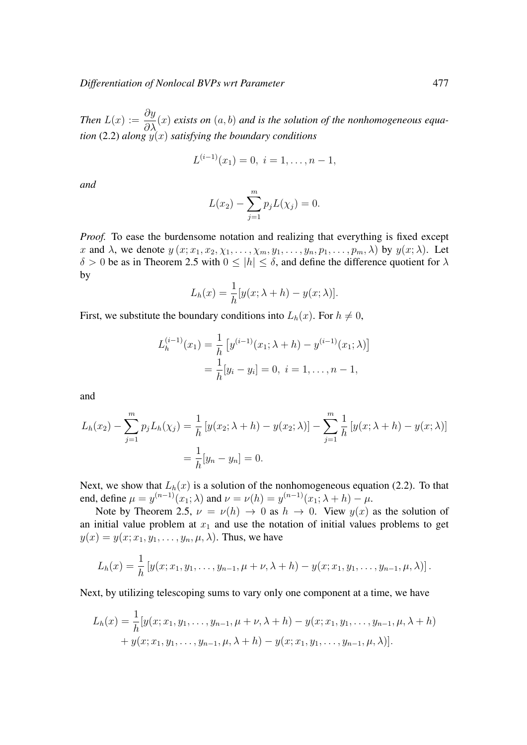*Then* $L(x) := \dfrac{\partial y}{\partial \lambda}(x)$ *exists on* $(a, b)$ *and is the solution of the nonhomogeneous equation* (2.2) *along* $y(x)$ *satisfying the boundary conditions*

$$L^{(i-1)}(x_1) = 0, \ i = 1, \dots, n-1,$$

*and*

$$L(x_2) - \sum_{j=1}^{m} p_j L(\chi_j) = 0.$$

*Proof.* To ease the burdensome notation and realizing that everything is fixed except $x$ and $\lambda$, we denote $y\,(x; x_1, x_2, \chi_1, \dots, \chi_m, y_1, \dots, y_n, p_1, \dots, p_m, \lambda)$ by $y(x;\lambda)$. Let $\delta > 0$ be as in Theorem 2.5 with $0 \le |h| \le \delta$, and define the difference quotient for $\lambda$ by

$$L_h(x) = \frac{1}{h}[y(x; \lambda + h) - y(x; \lambda)].$$

First, we substitute the boundary conditions into $L_h(x)$. For $h \neq 0$,

$$\begin{aligned}
L_h^{(i-1)}(x_1) &= \frac{1}{h}\left[y^{(i-1)}(x_1; \lambda + h) - y^{(i-1)}(x_1; \lambda)\right] \\
&= \frac{1}{h}[y_i - y_i] = 0, \ i = 1, \dots, n-1,
\end{aligned}$$

and

$$\begin{aligned}
L_h(x_2) - \sum_{j=1}^{m} p_j L_h(\chi_j) &= \frac{1}{h}\left[y(x_2; \lambda + h) - y(x_2; \lambda)\right] - \sum_{j=1}^{m} \frac{1}{h}\left[y(x; \lambda + h) - y(x; \lambda)\right] \\
&= \frac{1}{h}[y_n - y_n] = 0.
\end{aligned}$$

Next, we show that $L_h(x)$ is a solution of the nonhomogeneous equation (2.2). To that end, define $\mu = y^{(n-1)}(x_1; \lambda)$ and $\nu = \nu(h) = y^{(n-1)}(x_1; \lambda + h) - \mu$.

Note by Theorem 2.5, $\nu = \nu(h) \to 0$ as $h \to 0$. View $y(x)$ as the solution of an initial value problem at $x_1$ and use the notation of initial values problems to get $y(x) = y(x; x_1, y_1, \dots, y_n, \mu, \lambda)$. Thus, we have

$$L_h(x) = \frac{1}{h}\left[y(x; x_1, y_1, \dots, y_{n-1}, \mu + \nu, \lambda + h) - y(x; x_1, y_1, \dots, y_{n-1}, \mu, \lambda)\right].$$

Next, by utilizing telescoping sums to vary only one component at a time, we have

$$\begin{aligned}
L_h(x) = \frac{1}{h}[&y(x; x_1, y_1, \dots, y_{n-1}, \mu + \nu, \lambda + h) - y(x; x_1, y_1, \dots, y_{n-1}, \mu, \lambda + h) \\
&+ y(x; x_1, y_1, \dots, y_{n-1}, \mu, \lambda + h) - y(x; x_1, y_1, \dots, y_{n-1}, \mu, \lambda)].
\end{aligned}$$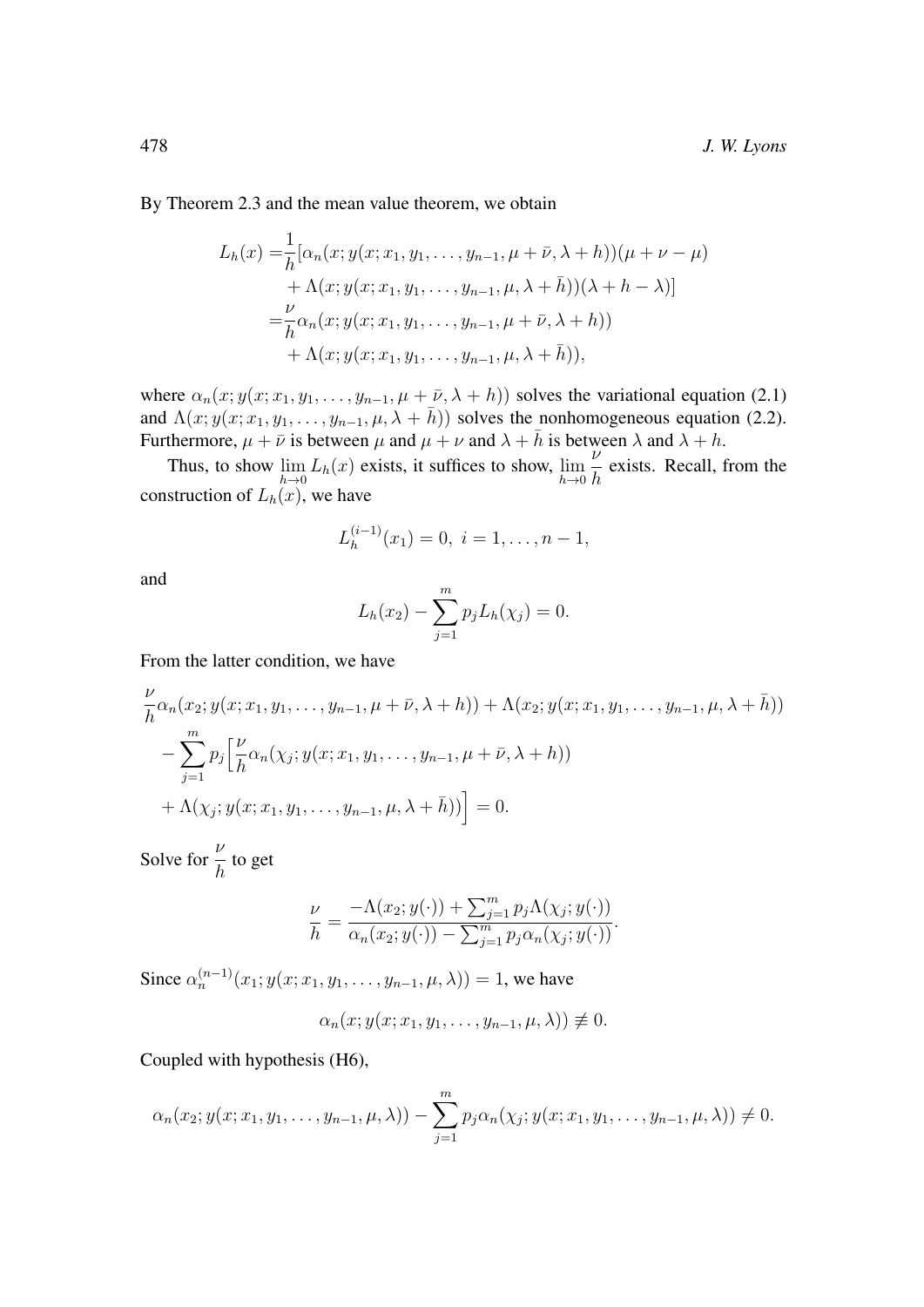By Theorem 2.3 and the mean value theorem, we obtain

$$
\begin{aligned}
L_h(x) =& \frac{1}{h}[\alpha_n(x; y(x; x_1, y_1, \dots, y_{n-1}, \mu + \bar{\nu}, \lambda + h))(\mu + \nu - \mu) \\
&+ \Lambda(x; y(x; x_1, y_1, \dots, y_{n-1}, \mu, \lambda + \bar{h}))(\lambda + h - \lambda)] \\
=& \frac{\nu}{h}\alpha_n(x; y(x; x_1, y_1, \dots, y_{n-1}, \mu + \bar{\nu}, \lambda + h)) \\
&+ \Lambda(x; y(x; x_1, y_1, \dots, y_{n-1}, \mu, \lambda + \bar{h})),
\end{aligned}
$$

where $\alpha_n(x; y(x; x_1, y_1, \dots, y_{n-1}, \mu + \bar{\nu}, \lambda + h))$ solves the variational equation (2.1) and $\Lambda(x; y(x; x_1, y_1, \dots, y_{n-1}, \mu, \lambda + \bar{h}))$ solves the nonhomogeneous equation (2.2). Furthermore, $\mu + \bar{\nu}$ is between $\mu$ and $\mu + \nu$ and $\lambda + \bar{h}$ is between $\lambda$ and $\lambda + h$.

Thus, to show $\lim_{h \to 0} L_h(x)$ exists, it suffices to show, $\lim_{h \to 0} \frac{\nu}{h}$ exists. Recall, from the construction of $L_h(x)$, we have

$$
L_h^{(i-1)}(x_1) = 0, \; i = 1, \dots, n-1,
$$

and

$$
L_h(x_2) - \sum_{j=1}^{m} p_j L_h(\chi_j) = 0.
$$

From the latter condition, we have

$$
\begin{aligned}
&\frac{\nu}{h}\alpha_n(x_2; y(x; x_1, y_1, \dots, y_{n-1}, \mu + \bar{\nu}, \lambda + h)) + \Lambda(x_2; y(x; x_1, y_1, \dots, y_{n-1}, \mu, \lambda + \bar{h})) \\
&- \sum_{j=1}^{m} p_j \Big[\frac{\nu}{h}\alpha_n(\chi_j; y(x; x_1, y_1, \dots, y_{n-1}, \mu + \bar{\nu}, \lambda + h)) \\
&+ \Lambda(\chi_j; y(x; x_1, y_1, \dots, y_{n-1}, \mu, \lambda + \bar{h}))\Big] = 0.
\end{aligned}
$$

Solve for $\frac{\nu}{h}$ to get

$$
\frac{\nu}{h} = \frac{-\Lambda(x_2; y(\cdot)) + \sum_{j=1}^{m} p_j \Lambda(\chi_j; y(\cdot))}{\alpha_n(x_2; y(\cdot)) - \sum_{j=1}^{m} p_j \alpha_n(\chi_j; y(\cdot))}.
$$

Since $\alpha_n^{(n-1)}(x_1; y(x; x_1, y_1, \dots, y_{n-1}, \mu, \lambda)) = 1$, we have

$$
\alpha_n(x; y(x; x_1, y_1, \dots, y_{n-1}, \mu, \lambda)) \not\equiv 0.
$$

Coupled with hypothesis (H6),

$$
\alpha_n(x_2; y(x; x_1, y_1, \dots, y_{n-1}, \mu, \lambda)) - \sum_{j=1}^{m} p_j \alpha_n(\chi_j; y(x; x_1, y_1, \dots, y_{n-1}, \mu, \lambda)) \neq 0.
$$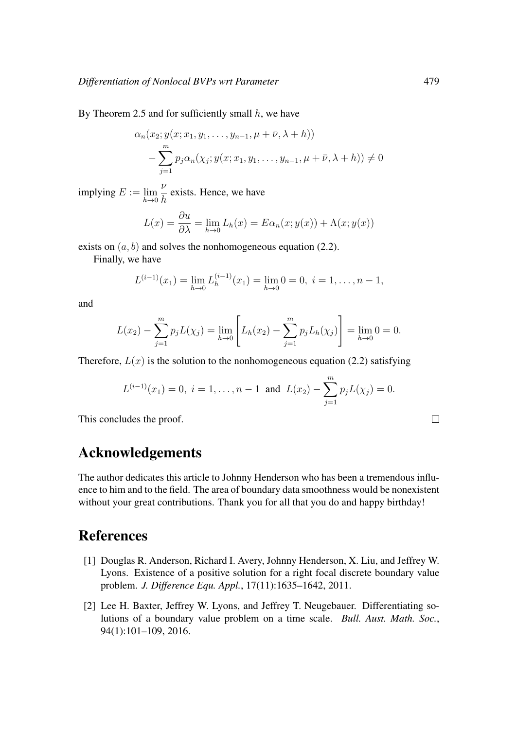By Theorem 2.5 and for sufficiently small $h$, we have

$$\alpha_n(x_2; y(x; x_1, y_1, \ldots, y_{n-1}, \mu + \bar{\nu}, \lambda + h)) \\ - \sum_{j=1}^{m} p_j \alpha_n(\chi_j; y(x; x_1, y_1, \ldots, y_{n-1}, \mu + \bar{\nu}, \lambda + h)) \neq 0$$

implying $E := \lim_{h \to 0} \dfrac{\nu}{h}$ exists. Hence, we have

$$L(x) = \frac{\partial u}{\partial \lambda} = \lim_{h \to 0} L_h(x) = E\alpha_n(x; y(x)) + \Lambda(x; y(x))$$

exists on $(a, b)$ and solves the nonhomogeneous equation (2.2).

Finally, we have

$$L^{(i-1)}(x_1) = \lim_{h \to 0} L_h^{(i-1)}(x_1) = \lim_{h \to 0} 0 = 0, \ i = 1, \ldots, n-1,$$

and

$$L(x_2) - \sum_{j=1}^{m} p_j L(\chi_j) = \lim_{h \to 0} \left[ L_h(x_2) - \sum_{j=1}^{m} p_j L_h(\chi_j) \right] = \lim_{h \to 0} 0 = 0.$$

Therefore, $L(x)$ is the solution to the nonhomogeneous equation (2.2) satisfying

$$L^{(i-1)}(x_1) = 0, \ i = 1, \ldots, n-1 \ \text{ and } \ L(x_2) - \sum_{j=1}^{m} p_j L(\chi_j) = 0.$$

This concludes the proof. □

## Acknowledgements

The author dedicates this article to Johnny Henderson who has been a tremendous influence to him and to the field. The area of boundary data smoothness would be nonexistent without your great contributions. Thank you for all that you do and happy birthday!

## References

[1] Douglas R. Anderson, Richard I. Avery, Johnny Henderson, X. Liu, and Jeffrey W. Lyons. Existence of a positive solution for a right focal discrete boundary value problem. *J. Difference Equ. Appl.*, 17(11):1635–1642, 2011.

[2] Lee H. Baxter, Jeffrey W. Lyons, and Jeffrey T. Neugebauer. Differentiating solutions of a boundary value problem on a time scale. *Bull. Aust. Math. Soc.*, 94(1):101–109, 2016.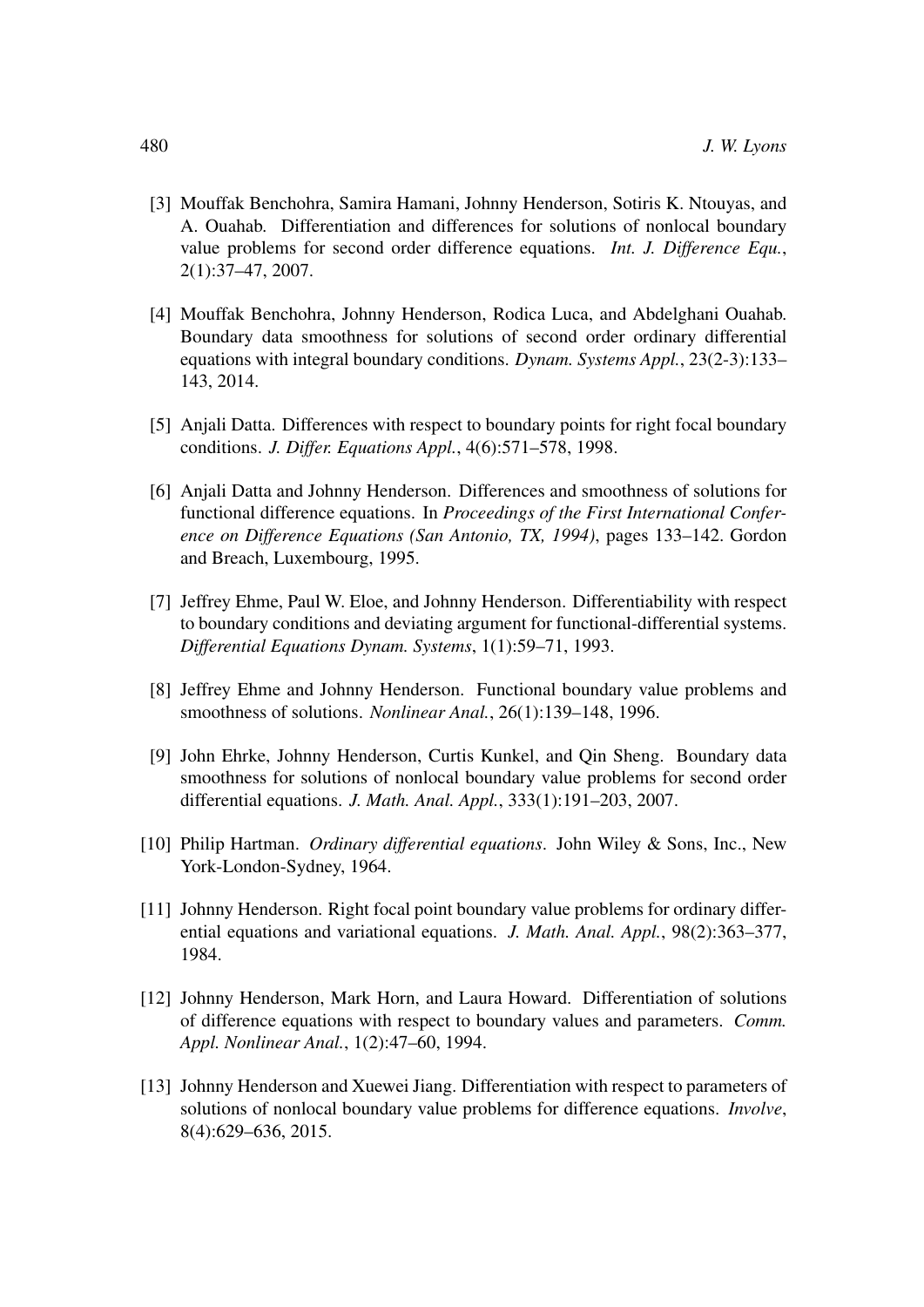[3] Mouffak Benchohra, Samira Hamani, Johnny Henderson, Sotiris K. Ntouyas, and A. Ouahab. Differentiation and differences for solutions of nonlocal boundary value problems for second order difference equations. *Int. J. Difference Equ.*, 2(1):37–47, 2007.

[4] Mouffak Benchohra, Johnny Henderson, Rodica Luca, and Abdelghani Ouahab. Boundary data smoothness for solutions of second order ordinary differential equations with integral boundary conditions. *Dynam. Systems Appl.*, 23(2-3):133–143, 2014.

[5] Anjali Datta. Differences with respect to boundary points for right focal boundary conditions. *J. Differ. Equations Appl.*, 4(6):571–578, 1998.

[6] Anjali Datta and Johnny Henderson. Differences and smoothness of solutions for functional difference equations. In *Proceedings of the First International Conference on Difference Equations (San Antonio, TX, 1994)*, pages 133–142. Gordon and Breach, Luxembourg, 1995.

[7] Jeffrey Ehme, Paul W. Eloe, and Johnny Henderson. Differentiability with respect to boundary conditions and deviating argument for functional-differential systems. *Differential Equations Dynam. Systems*, 1(1):59–71, 1993.

[8] Jeffrey Ehme and Johnny Henderson. Functional boundary value problems and smoothness of solutions. *Nonlinear Anal.*, 26(1):139–148, 1996.

[9] John Ehrke, Johnny Henderson, Curtis Kunkel, and Qin Sheng. Boundary data smoothness for solutions of nonlocal boundary value problems for second order differential equations. *J. Math. Anal. Appl.*, 333(1):191–203, 2007.

[10] Philip Hartman. *Ordinary differential equations*. John Wiley & Sons, Inc., New York-London-Sydney, 1964.

[11] Johnny Henderson. Right focal point boundary value problems for ordinary differential equations and variational equations. *J. Math. Anal. Appl.*, 98(2):363–377, 1984.

[12] Johnny Henderson, Mark Horn, and Laura Howard. Differentiation of solutions of difference equations with respect to boundary values and parameters. *Comm. Appl. Nonlinear Anal.*, 1(2):47–60, 1994.

[13] Johnny Henderson and Xuewei Jiang. Differentiation with respect to parameters of solutions of nonlocal boundary value problems for difference equations. *Involve*, 8(4):629–636, 2015.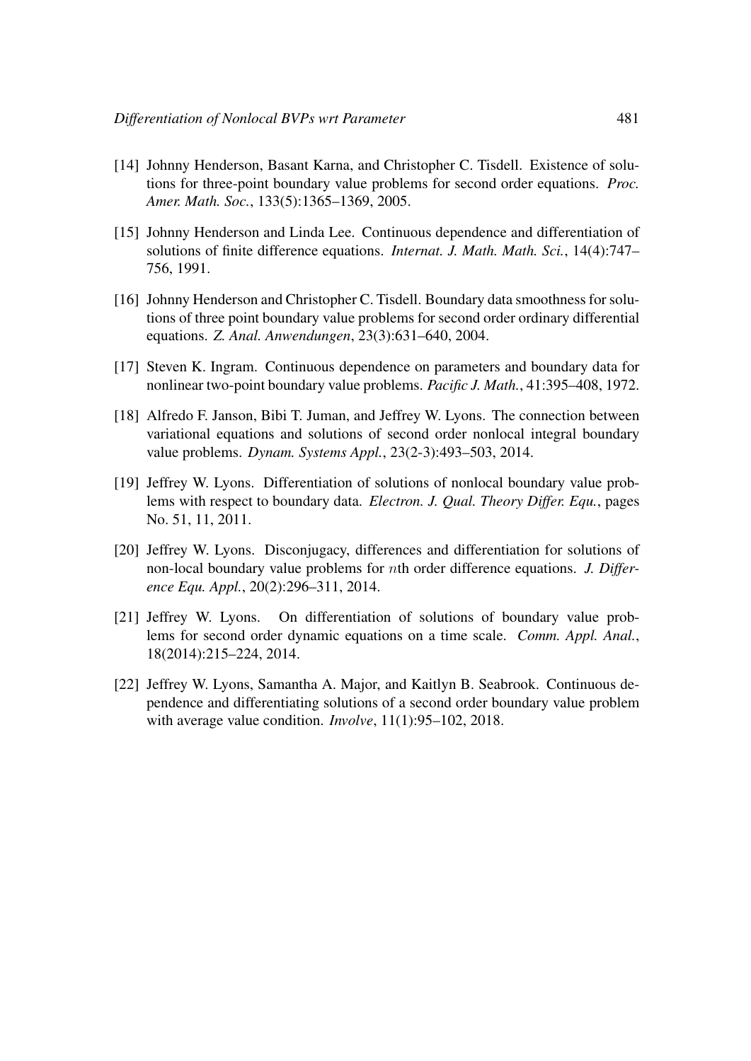[14] Johnny Henderson, Basant Karna, and Christopher C. Tisdell. Existence of solutions for three-point boundary value problems for second order equations. *Proc. Amer. Math. Soc.*, 133(5):1365–1369, 2005.

[15] Johnny Henderson and Linda Lee. Continuous dependence and differentiation of solutions of finite difference equations. *Internat. J. Math. Math. Sci.*, 14(4):747–756, 1991.

[16] Johnny Henderson and Christopher C. Tisdell. Boundary data smoothness for solutions of three point boundary value problems for second order ordinary differential equations. *Z. Anal. Anwendungen*, 23(3):631–640, 2004.

[17] Steven K. Ingram. Continuous dependence on parameters and boundary data for nonlinear two-point boundary value problems. *Pacific J. Math.*, 41:395–408, 1972.

[18] Alfredo F. Janson, Bibi T. Juman, and Jeffrey W. Lyons. The connection between variational equations and solutions of second order nonlocal integral boundary value problems. *Dynam. Systems Appl.*, 23(2-3):493–503, 2014.

[19] Jeffrey W. Lyons. Differentiation of solutions of nonlocal boundary value problems with respect to boundary data. *Electron. J. Qual. Theory Differ. Equ.*, pages No. 51, 11, 2011.

[20] Jeffrey W. Lyons. Disconjugacy, differences and differentiation for solutions of non-local boundary value problems for $n$th order difference equations. *J. Difference Equ. Appl.*, 20(2):296–311, 2014.

[21] Jeffrey W. Lyons. On differentiation of solutions of boundary value problems for second order dynamic equations on a time scale. *Comm. Appl. Anal.*, 18(2014):215–224, 2014.

[22] Jeffrey W. Lyons, Samantha A. Major, and Kaitlyn B. Seabrook. Continuous dependence and differentiating solutions of a second order boundary value problem with average value condition. *Involve*, 11(1):95–102, 2018.